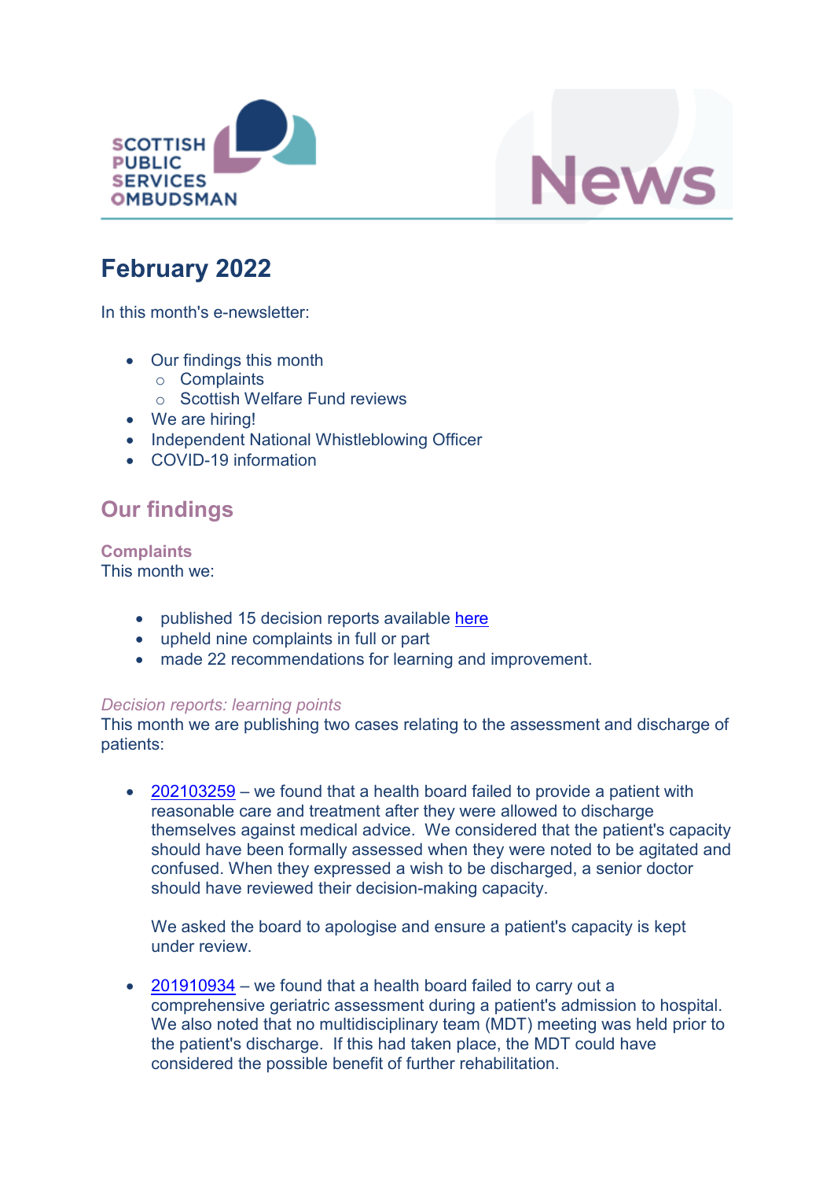SCOTTISH PUBLIC SERVICES OMBUDSMAN

News

# February 2022

In this month's e-newsletter:

- Our findings this month
  - Complaints
  - Scottish Welfare Fund reviews
- We are hiring!
- Independent National Whistleblowing Officer
- COVID-19 information

## Our findings

### Complaints

This month we:

- published 15 decision reports available here
- upheld nine complaints in full or part
- made 22 recommendations for learning and improvement.

*Decision reports: learning points*

This month we are publishing two cases relating to the assessment and discharge of patients:

- 202103259 – we found that a health board failed to provide a patient with reasonable care and treatment after they were allowed to discharge themselves against medical advice. We considered that the patient's capacity should have been formally assessed when they were noted to be agitated and confused. When they expressed a wish to be discharged, a senior doctor should have reviewed their decision-making capacity.

  We asked the board to apologise and ensure a patient's capacity is kept under review.

- 201910934 – we found that a health board failed to carry out a comprehensive geriatric assessment during a patient's admission to hospital. We also noted that no multidisciplinary team (MDT) meeting was held prior to the patient's discharge. If this had taken place, the MDT could have considered the possible benefit of further rehabilitation.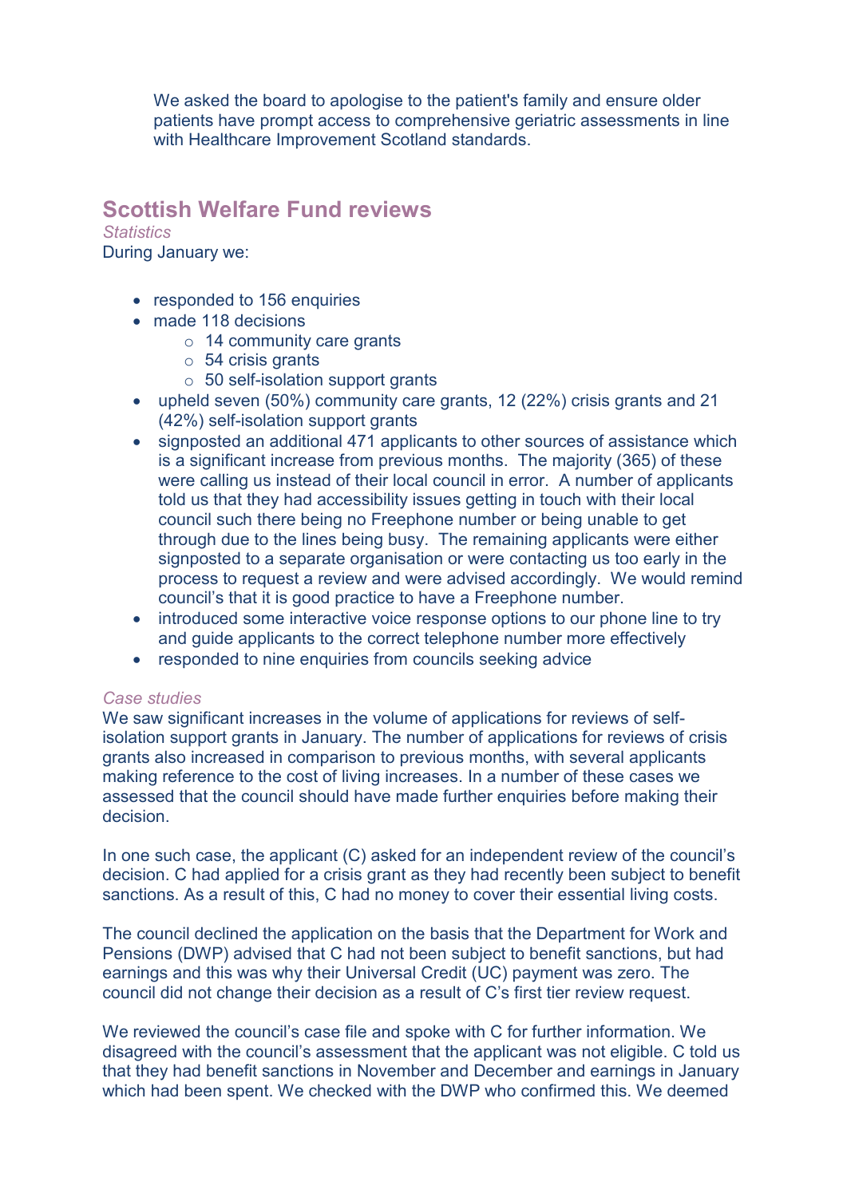We asked the board to apologise to the patient's family and ensure older patients have prompt access to comprehensive geriatric assessments in line with Healthcare Improvement Scotland standards.

## Scottish Welfare Fund reviews

*Statistics*

During January we:

- responded to 156 enquiries
- made 118 decisions
  - 14 community care grants
  - 54 crisis grants
  - 50 self-isolation support grants
- upheld seven (50%) community care grants, 12 (22%) crisis grants and 21 (42%) self-isolation support grants
- signposted an additional 471 applicants to other sources of assistance which is a significant increase from previous months. The majority (365) of these were calling us instead of their local council in error. A number of applicants told us that they had accessibility issues getting in touch with their local council such there being no Freephone number or being unable to get through due to the lines being busy. The remaining applicants were either signposted to a separate organisation or were contacting us too early in the process to request a review and were advised accordingly. We would remind council's that it is good practice to have a Freephone number.
- introduced some interactive voice response options to our phone line to try and guide applicants to the correct telephone number more effectively
- responded to nine enquiries from councils seeking advice

*Case studies*

We saw significant increases in the volume of applications for reviews of self-isolation support grants in January. The number of applications for reviews of crisis grants also increased in comparison to previous months, with several applicants making reference to the cost of living increases. In a number of these cases we assessed that the council should have made further enquiries before making their decision.

In one such case, the applicant (C) asked for an independent review of the council's decision. C had applied for a crisis grant as they had recently been subject to benefit sanctions. As a result of this, C had no money to cover their essential living costs.

The council declined the application on the basis that the Department for Work and Pensions (DWP) advised that C had not been subject to benefit sanctions, but had earnings and this was why their Universal Credit (UC) payment was zero. The council did not change their decision as a result of C's first tier review request.

We reviewed the council's case file and spoke with C for further information. We disagreed with the council's assessment that the applicant was not eligible. C told us that they had benefit sanctions in November and December and earnings in January which had been spent. We checked with the DWP who confirmed this. We deemed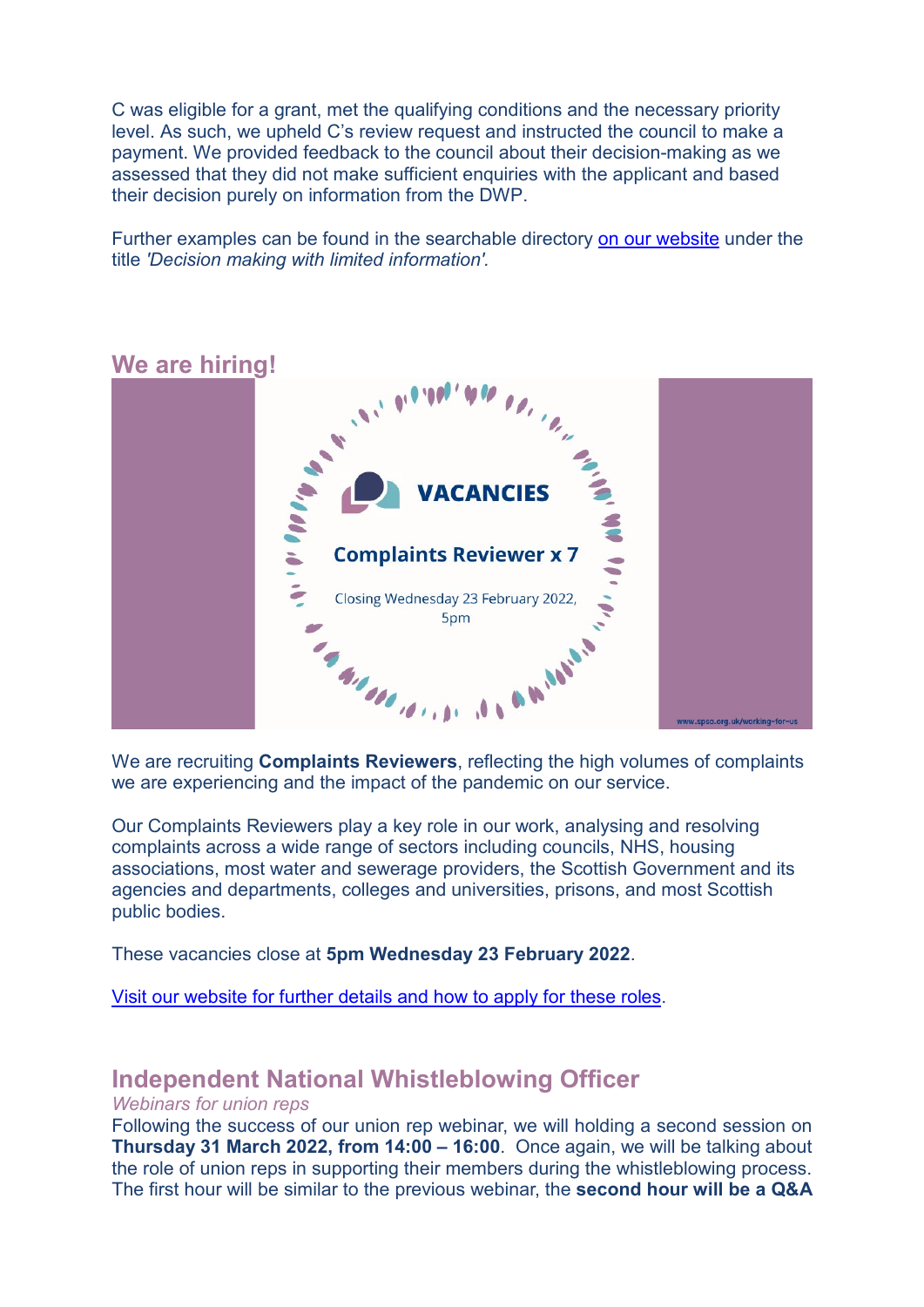C was eligible for a grant, met the qualifying conditions and the necessary priority level. As such, we upheld C's review request and instructed the council to make a payment. We provided feedback to the council about their decision-making as we assessed that they did not make sufficient enquiries with the applicant and based their decision purely on information from the DWP.

Further examples can be found in the searchable directory on our website under the title *'Decision making with limited information'.*

## We are hiring!

VACANCIES

Complaints Reviewer x 7

Closing Wednesday 23 February 2022, 5pm

www.spso.org.uk/working-for-us

We are recruiting **Complaints Reviewers**, reflecting the high volumes of complaints we are experiencing and the impact of the pandemic on our service.

Our Complaints Reviewers play a key role in our work, analysing and resolving complaints across a wide range of sectors including councils, NHS, housing associations, most water and sewerage providers, the Scottish Government and its agencies and departments, colleges and universities, prisons, and most Scottish public bodies.

These vacancies close at **5pm Wednesday 23 February 2022**.

Visit our website for further details and how to apply for these roles.

## Independent National Whistleblowing Officer

*Webinars for union reps*

Following the success of our union rep webinar, we will holding a second session on **Thursday 31 March 2022, from 14:00 – 16:00**. Once again, we will be talking about the role of union reps in supporting their members during the whistleblowing process. The first hour will be similar to the previous webinar, the **second hour will be a Q&A**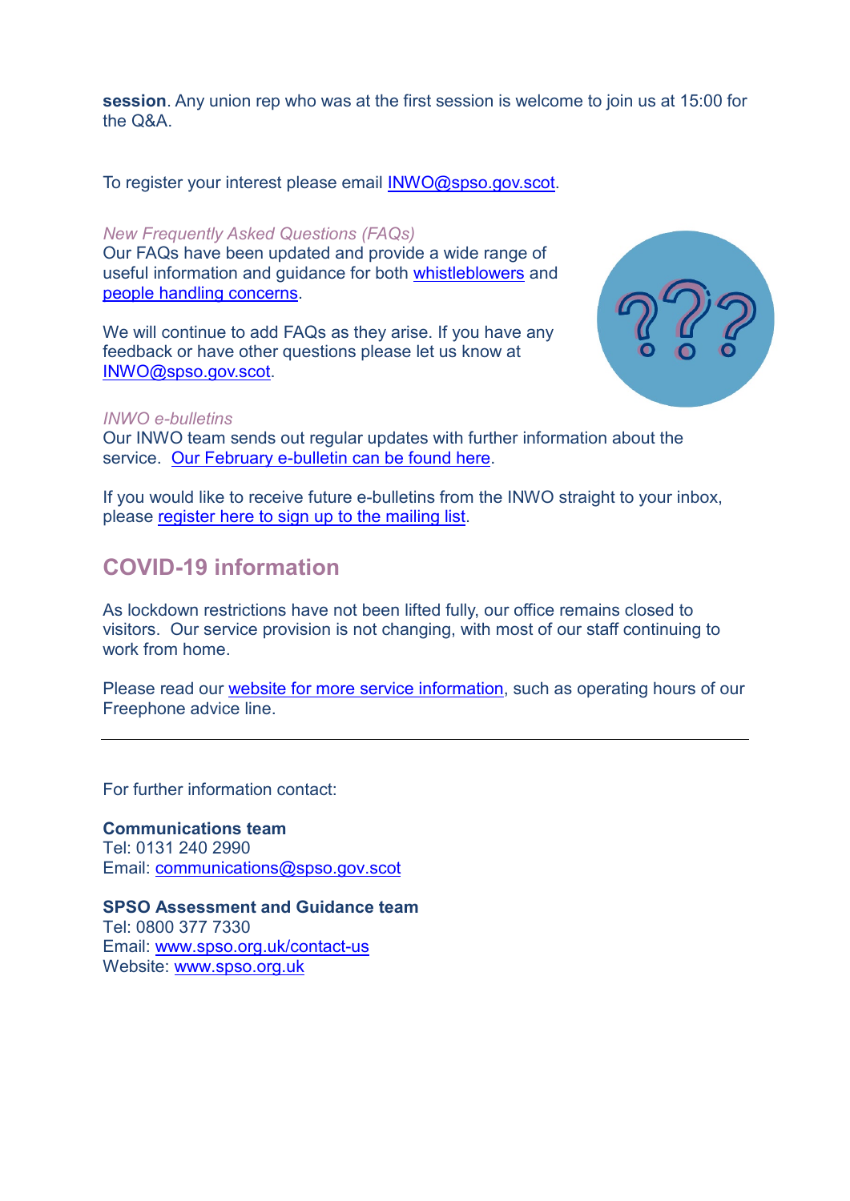**session**. Any union rep who was at the first session is welcome to join us at 15:00 for the Q&A.

To register your interest please email INWO@spso.gov.scot.

*New Frequently Asked Questions (FAQs)*

Our FAQs have been updated and provide a wide range of useful information and guidance for both whistleblowers and people handling concerns.

We will continue to add FAQs as they arise. If you have any feedback or have other questions please let us know at INWO@spso.gov.scot.

*INWO e-bulletins*

Our INWO team sends out regular updates with further information about the service. Our February e-bulletin can be found here.

If you would like to receive future e-bulletins from the INWO straight to your inbox, please register here to sign up to the mailing list.

## COVID-19 information

As lockdown restrictions have not been lifted fully, our office remains closed to visitors. Our service provision is not changing, with most of our staff continuing to work from home.

Please read our website for more service information, such as operating hours of our Freephone advice line.

---

For further information contact:

**Communications team**
Tel: 0131 240 2990
Email: communications@spso.gov.scot

**SPSO Assessment and Guidance team**
Tel: 0800 377 7330
Email: www.spso.org.uk/contact-us
Website: www.spso.org.uk